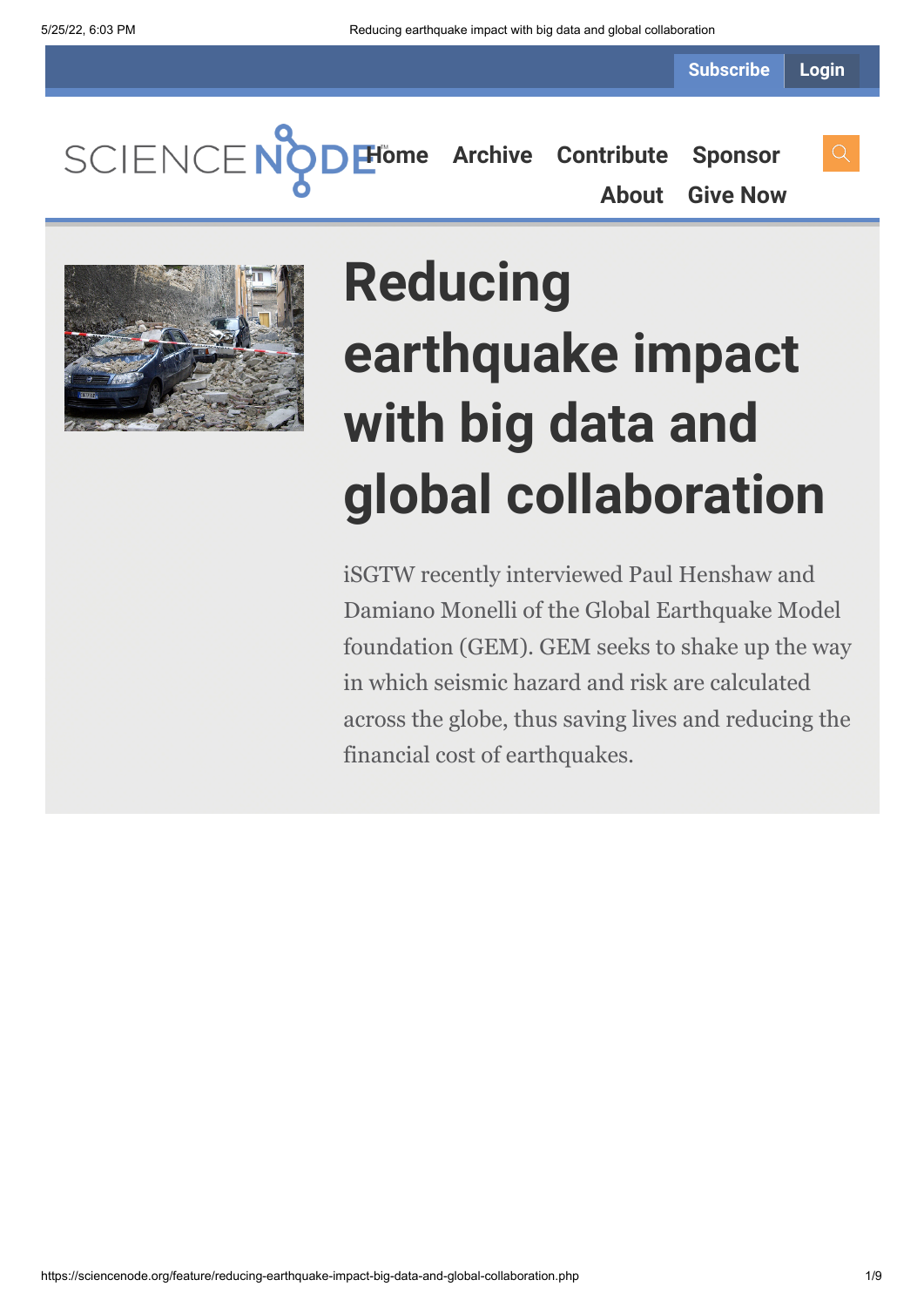# Reducing earthquake impact with big data and global collaboration

iSGTW recently interviewed Paul Henshaw and Damiano Monelli of the Global Earthquake Model foundation (GEM). GEM seeks to shake up the way in which seismic hazard and risk are calculated across the globe, thus saving lives and reducing the financial cost of earthquakes.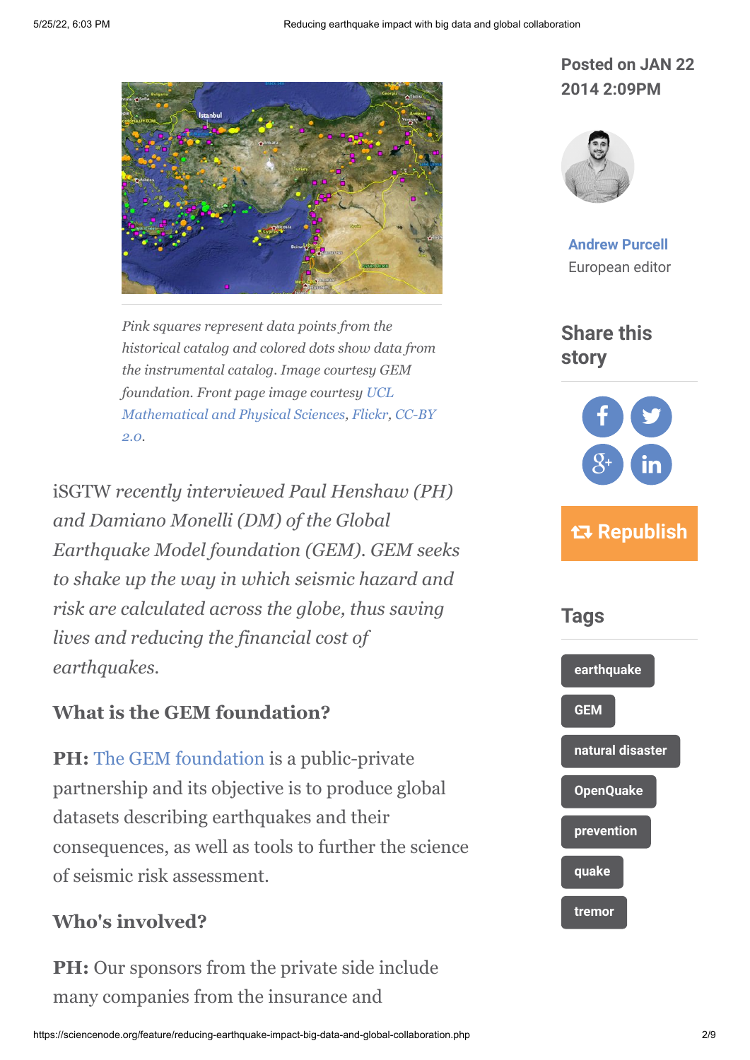*Pink squares represent data points from the historical catalog and colored dots show data from the instrumental catalog. Image courtesy GEM foundation. Front page image courtesy UCL Mathematical and Physical Sciences, Flickr, CC-BY 2.0.*

Posted on JAN 22 2014 2:09PM

Andrew Purcell
European editor

Share this story

Republish

Tags

earthquake
GEM
natural disaster
OpenQuake
prevention
quake
tremor

iSGTW *recently interviewed Paul Henshaw (PH) and Damiano Monelli (DM) of the Global Earthquake Model foundation (GEM). GEM seeks to shake up the way in which seismic hazard and risk are calculated across the globe, thus saving lives and reducing the financial cost of earthquakes.*

### What is the GEM foundation?

**PH:** The GEM foundation is a public-private partnership and its objective is to produce global datasets describing earthquakes and their consequences, as well as tools to further the science of seismic risk assessment.

### Who's involved?

**PH:** Our sponsors from the private side include many companies from the insurance and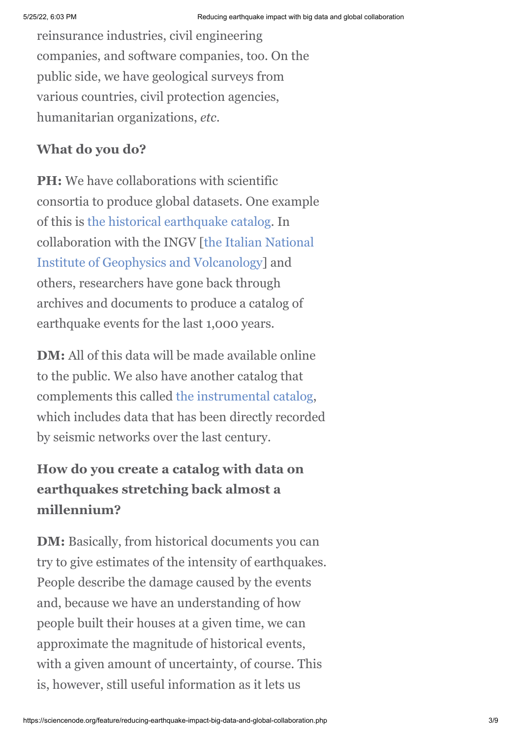reinsurance industries, civil engineering companies, and software companies, too. On the public side, we have geological surveys from various countries, civil protection agencies, humanitarian organizations, *etc*.

### What do you do?

**PH:** We have collaborations with scientific consortia to produce global datasets. One example of this is the historical earthquake catalog. In collaboration with the INGV [the Italian National Institute of Geophysics and Volcanology] and others, researchers have gone back through archives and documents to produce a catalog of earthquake events for the last 1,000 years.

**DM:** All of this data will be made available online to the public. We also have another catalog that complements this called the instrumental catalog, which includes data that has been directly recorded by seismic networks over the last century.

### How do you create a catalog with data on earthquakes stretching back almost a millennium?

**DM:** Basically, from historical documents you can try to give estimates of the intensity of earthquakes. People describe the damage caused by the events and, because we have an understanding of how people built their houses at a given time, we can approximate the magnitude of historical events, with a given amount of uncertainty, of course. This is, however, still useful information as it lets us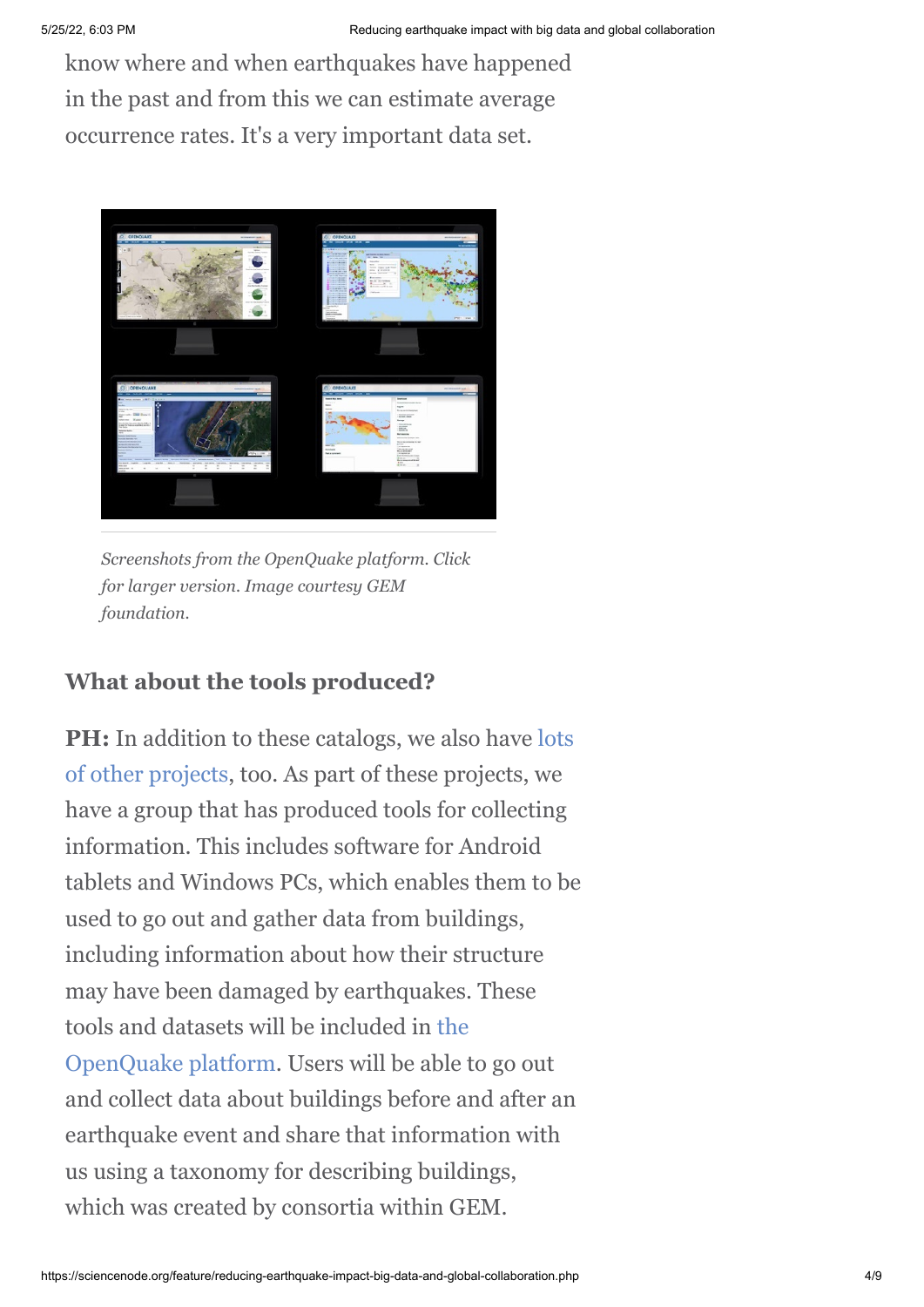know where and when earthquakes have happened in the past and from this we can estimate average occurrence rates. It's a very important data set.

*Screenshots from the OpenQuake platform. Click for larger version. Image courtesy GEM foundation.*

### What about the tools produced?

**PH:** In addition to these catalogs, we also have lots of other projects, too. As part of these projects, we have a group that has produced tools for collecting information. This includes software for Android tablets and Windows PCs, which enables them to be used to go out and gather data from buildings, including information about how their structure may have been damaged by earthquakes. These tools and datasets will be included in the OpenQuake platform. Users will be able to go out and collect data about buildings before and after an earthquake event and share that information with us using a taxonomy for describing buildings, which was created by consortia within GEM.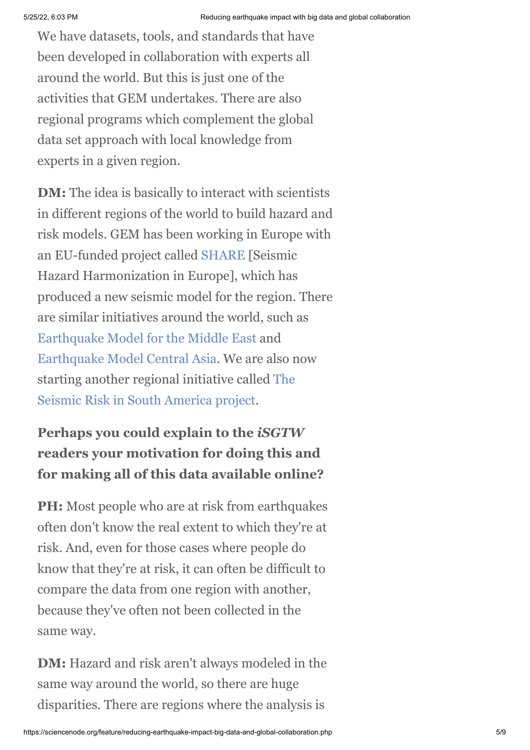We have datasets, tools, and standards that have been developed in collaboration with experts all around the world. But this is just one of the activities that GEM undertakes. There are also regional programs which complement the global data set approach with local knowledge from experts in a given region.

**DM:** The idea is basically to interact with scientists in different regions of the world to build hazard and risk models. GEM has been working in Europe with an EU-funded project called SHARE [Seismic Hazard Harmonization in Europe], which has produced a new seismic model for the region. There are similar initiatives around the world, such as Earthquake Model for the Middle East and Earthquake Model Central Asia. We are also now starting another regional initiative called The Seismic Risk in South America project.

**Perhaps you could explain to the *iSGTW* readers your motivation for doing this and for making all of this data available online?**

**PH:** Most people who are at risk from earthquakes often don't know the real extent to which they're at risk. And, even for those cases where people do know that they're at risk, it can often be difficult to compare the data from one region with another, because they've often not been collected in the same way.

**DM:** Hazard and risk aren't always modeled in the same way around the world, so there are huge disparities. There are regions where the analysis is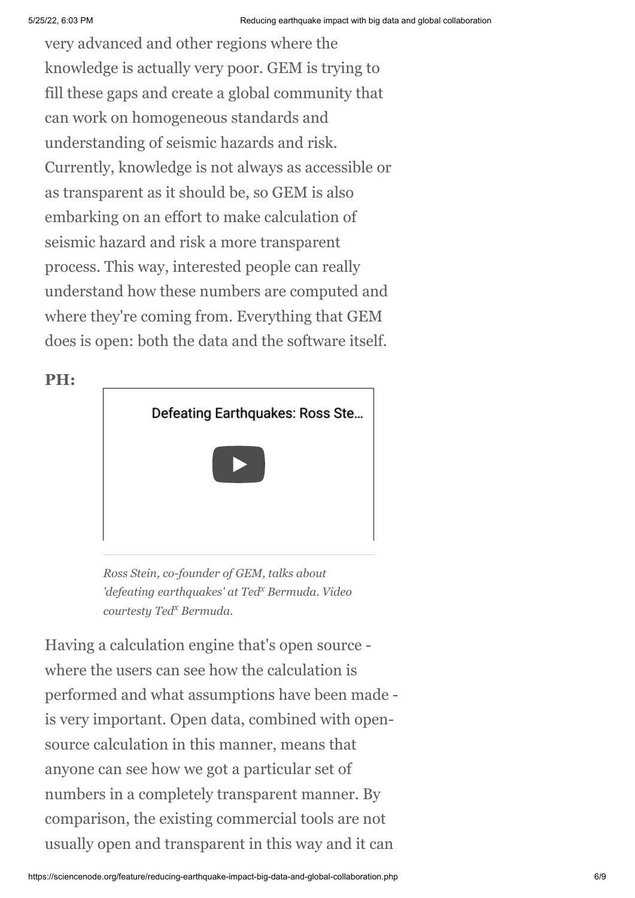very advanced and other regions where the knowledge is actually very poor. GEM is trying to fill these gaps and create a global community that can work on homogeneous standards and understanding of seismic hazards and risk. Currently, knowledge is not always as accessible or as transparent as it should be, so GEM is also embarking on an effort to make calculation of seismic hazard and risk a more transparent process. This way, interested people can really understand how these numbers are computed and where they're coming from. Everything that GEM does is open: both the data and the software itself.

**PH:**

Defeating Earthquakes: Ross Ste...

*Ross Stein, co-founder of GEM, talks about 'defeating earthquakes' at Ted[x] Bermuda. Video courtesty Ted[x] Bermuda.*

Having a calculation engine that's open source - where the users can see how the calculation is performed and what assumptions have been made - is very important. Open data, combined with open-source calculation in this manner, means that anyone can see how we got a particular set of numbers in a completely transparent manner. By comparison, the existing commercial tools are not usually open and transparent in this way and it can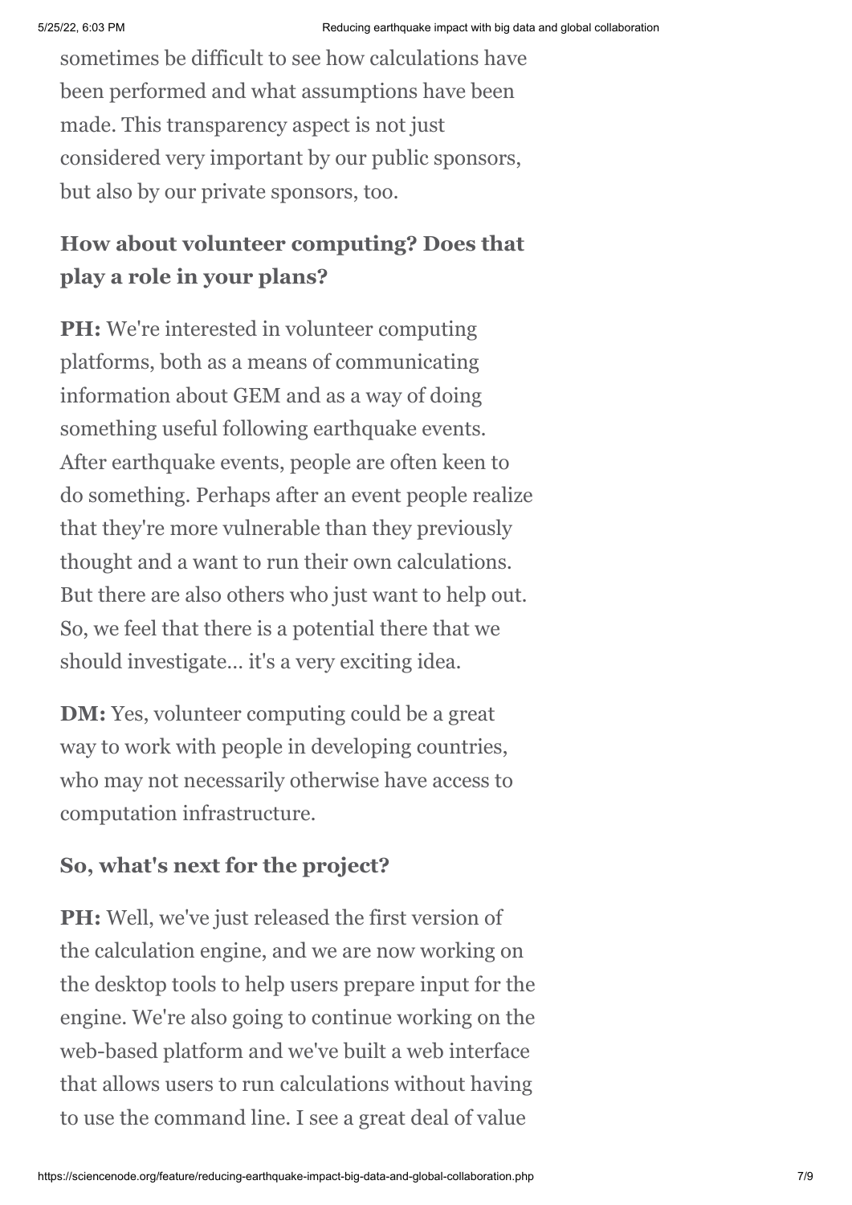sometimes be difficult to see how calculations have been performed and what assumptions have been made. This transparency aspect is not just considered very important by our public sponsors, but also by our private sponsors, too.

**How about volunteer computing? Does that play a role in your plans?**

**PH:** We're interested in volunteer computing platforms, both as a means of communicating information about GEM and as a way of doing something useful following earthquake events. After earthquake events, people are often keen to do something. Perhaps after an event people realize that they're more vulnerable than they previously thought and a want to run their own calculations. But there are also others who just want to help out. So, we feel that there is a potential there that we should investigate… it's a very exciting idea.

**DM:** Yes, volunteer computing could be a great way to work with people in developing countries, who may not necessarily otherwise have access to computation infrastructure.

**So, what's next for the project?**

**PH:** Well, we've just released the first version of the calculation engine, and we are now working on the desktop tools to help users prepare input for the engine. We're also going to continue working on the web-based platform and we've built a web interface that allows users to run calculations without having to use the command line. I see a great deal of value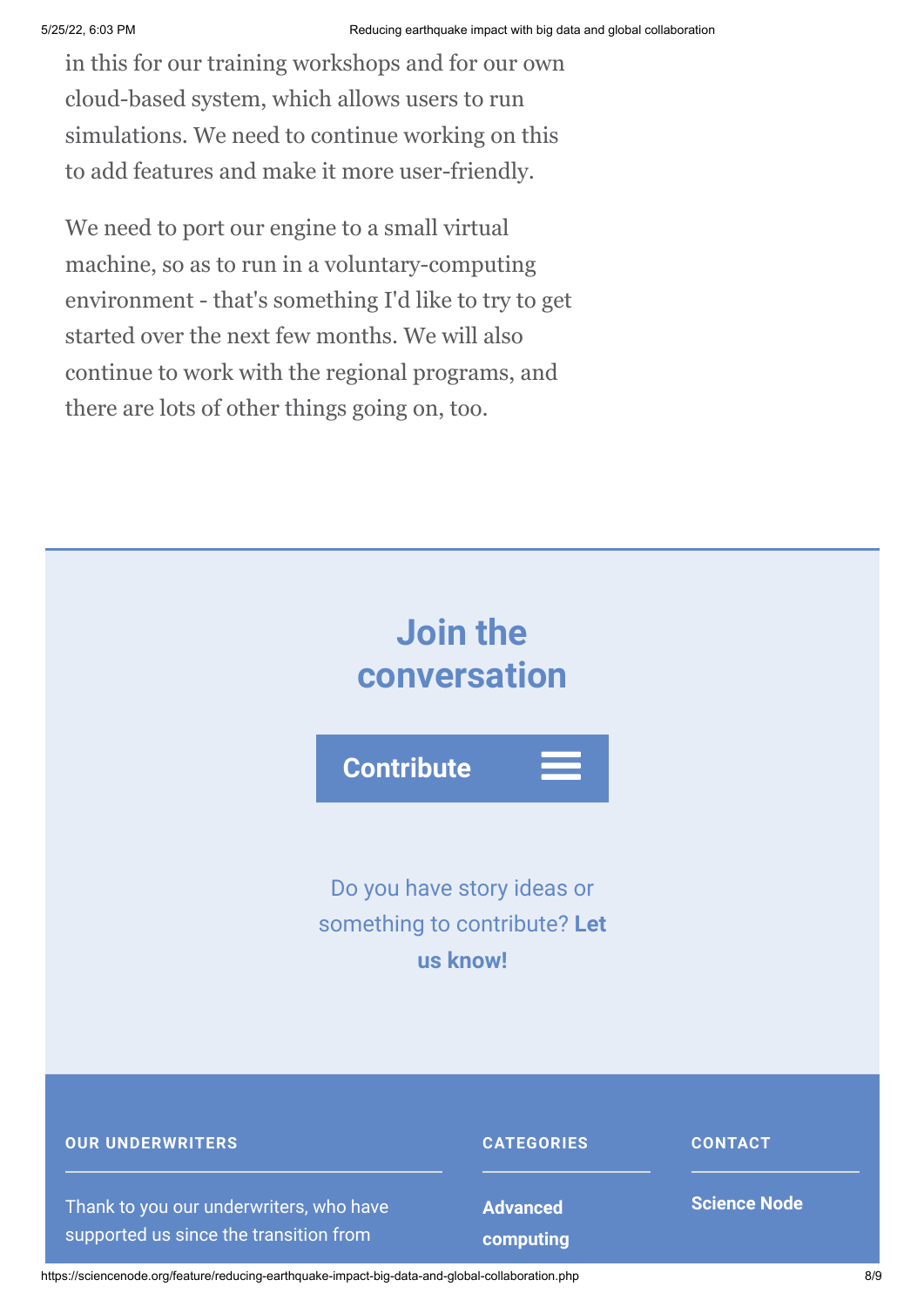in this for our training workshops and for our own cloud-based system, which allows users to run simulations. We need to continue working on this to add features and make it more user-friendly.

We need to port our engine to a small virtual machine, so as to run in a voluntary-computing environment - that's something I'd like to try to get started over the next few months. We will also continue to work with the regional programs, and there are lots of other things going on, too.

## Join the conversation

**Contribute**

Do you have story ideas or something to contribute? **Let us know!**

**OUR UNDERWRITERS**

Thank to you our underwriters, who have supported us since the transition from

**CATEGORIES**

**Advanced computing**

**CONTACT**

**Science Node**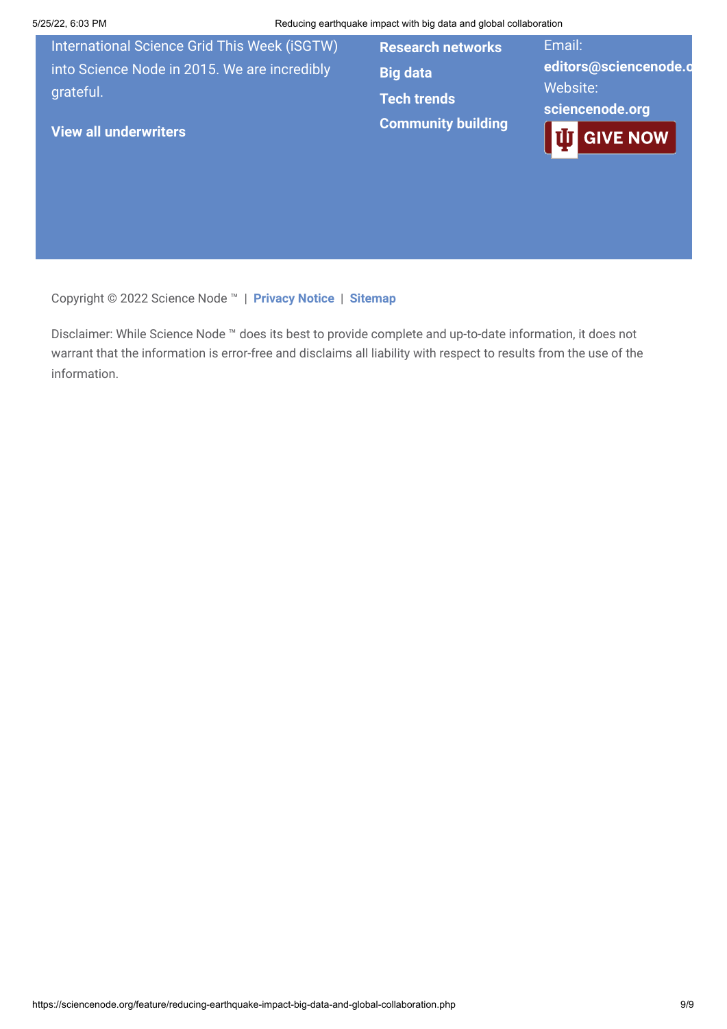International Science Grid This Week (iSGTW) into Science Node in 2015. We are incredibly grateful.

**View all underwriters**

**Research networks**

**Big data**

**Tech trends**

**Community building**

Email:
**editors@sciencenode.o**

Website:
**sciencenode.org**

**GIVE NOW**

Copyright © 2022 Science Node ™ | **Privacy Notice** | **Sitemap**

Disclaimer: While Science Node ™ does its best to provide complete and up-to-date information, it does not warrant that the information is error-free and disclaims all liability with respect to results from the use of the information.